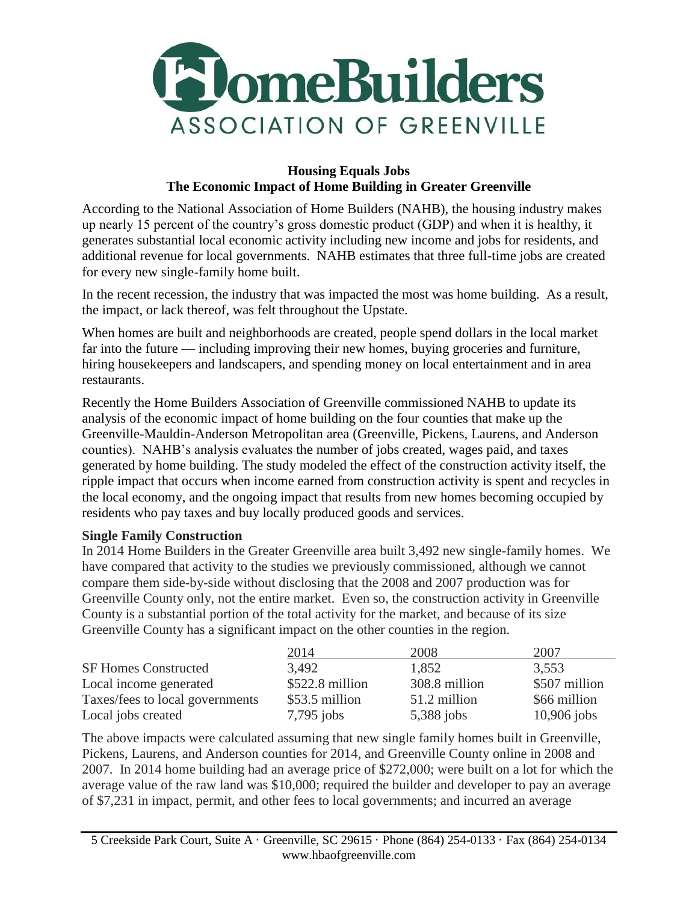# HomeBuilders ASSOCIATION OF GREENVILLE

**Housing Equals Jobs**
**The Economic Impact of Home Building in Greater Greenville**

According to the National Association of Home Builders (NAHB), the housing industry makes up nearly 15 percent of the country's gross domestic product (GDP) and when it is healthy, it generates substantial local economic activity including new income and jobs for residents, and additional revenue for local governments. NAHB estimates that three full-time jobs are created for every new single-family home built.

In the recent recession, the industry that was impacted the most was home building. As a result, the impact, or lack thereof, was felt throughout the Upstate.

When homes are built and neighborhoods are created, people spend dollars in the local market far into the future — including improving their new homes, buying groceries and furniture, hiring housekeepers and landscapers, and spending money on local entertainment and in area restaurants.

Recently the Home Builders Association of Greenville commissioned NAHB to update its analysis of the economic impact of home building on the four counties that make up the Greenville-Mauldin-Anderson Metropolitan area (Greenville, Pickens, Laurens, and Anderson counties). NAHB's analysis evaluates the number of jobs created, wages paid, and taxes generated by home building. The study modeled the effect of the construction activity itself, the ripple impact that occurs when income earned from construction activity is spent and recycles in the local economy, and the ongoing impact that results from new homes becoming occupied by residents who pay taxes and buy locally produced goods and services.

**Single Family Construction**

In 2014 Home Builders in the Greater Greenville area built 3,492 new single-family homes. We have compared that activity to the studies we previously commissioned, although we cannot compare them side-by-side without disclosing that the 2008 and 2007 production was for Greenville County only, not the entire market. Even so, the construction activity in Greenville County is a substantial portion of the total activity for the market, and because of its size Greenville County has a significant impact on the other counties in the region.

| | 2014 | 2008 | 2007 |
|---|---|---|---|
| SF Homes Constructed | 3,492 | 1,852 | 3,553 |
| Local income generated | $522.8 million | 308.8 million | $507 million |
| Taxes/fees to local governments | $53.5 million | 51.2 million | $66 million |
| Local jobs created | 7,795 jobs | 5,388 jobs | 10,906 jobs |

The above impacts were calculated assuming that new single family homes built in Greenville, Pickens, Laurens, and Anderson counties for 2014, and Greenville County online in 2008 and 2007. In 2014 home building had an average price of $272,000; were built on a lot for which the average value of the raw land was $10,000; required the builder and developer to pay an average of $7,231 in impact, permit, and other fees to local governments; and incurred an average

5 Creekside Park Court, Suite A · Greenville, SC 29615 · Phone (864) 254-0133 · Fax (864) 254-0134
www.hbaofgreenville.com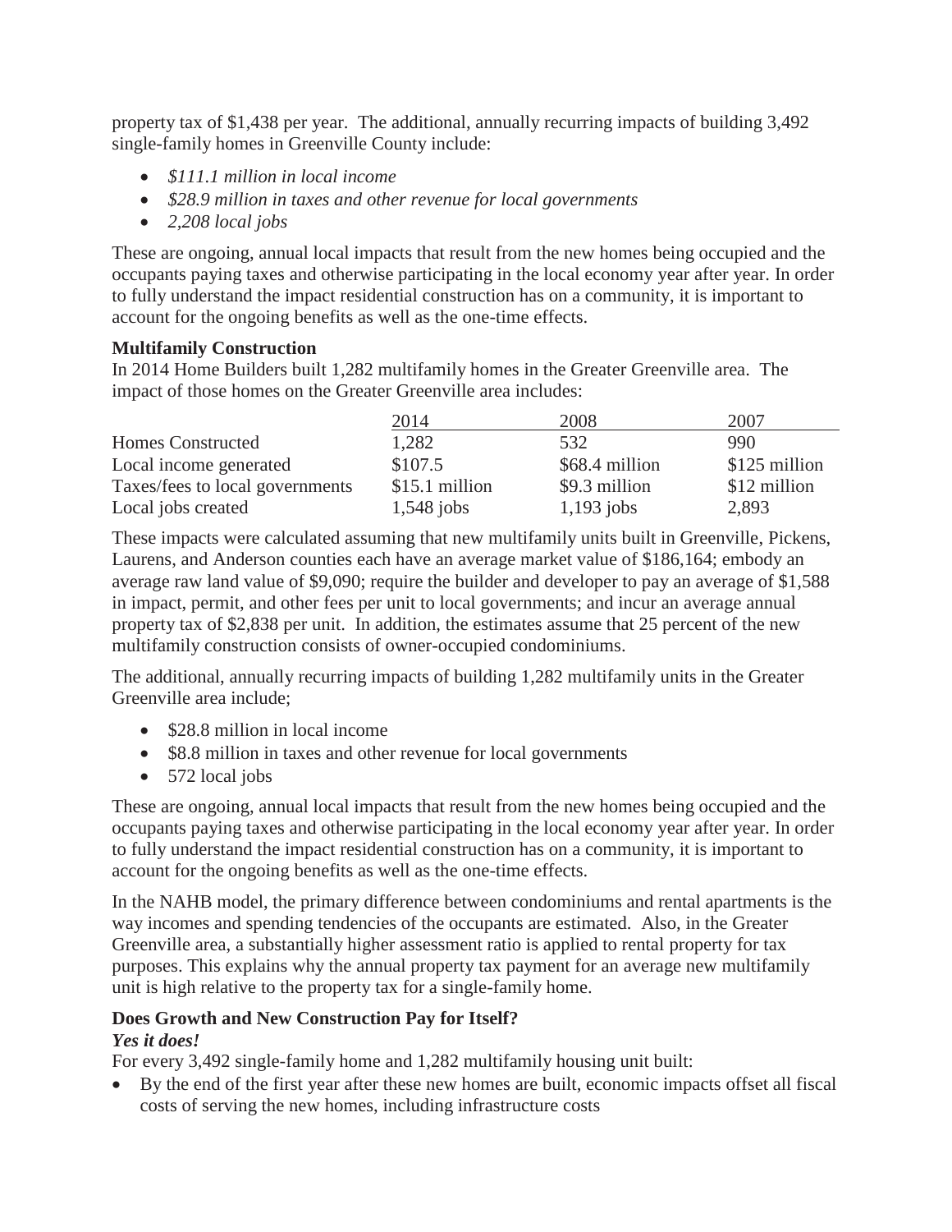property tax of $1,438 per year. The additional, annually recurring impacts of building 3,492 single-family homes in Greenville County include:

- *$111.1 million in local income*
- *$28.9 million in taxes and other revenue for local governments*
- *2,208 local jobs*

These are ongoing, annual local impacts that result from the new homes being occupied and the occupants paying taxes and otherwise participating in the local economy year after year. In order to fully understand the impact residential construction has on a community, it is important to account for the ongoing benefits as well as the one-time effects.

**Multifamily Construction**

In 2014 Home Builders built 1,282 multifamily homes in the Greater Greenville area. The impact of those homes on the Greater Greenville area includes:

| | 2014 | 2008 | 2007 |
|---|---|---|---|
| Homes Constructed | 1,282 | 532 | 990 |
| Local income generated | $107.5 | $68.4 million | $125 million |
| Taxes/fees to local governments | $15.1 million | $9.3 million | $12 million |
| Local jobs created | 1,548 jobs | 1,193 jobs | 2,893 |

These impacts were calculated assuming that new multifamily units built in Greenville, Pickens, Laurens, and Anderson counties each have an average market value of $186,164; embody an average raw land value of $9,090; require the builder and developer to pay an average of $1,588 in impact, permit, and other fees per unit to local governments; and incur an average annual property tax of $2,838 per unit. In addition, the estimates assume that 25 percent of the new multifamily construction consists of owner-occupied condominiums.

The additional, annually recurring impacts of building 1,282 multifamily units in the Greater Greenville area include;

- $28.8 million in local income
- $8.8 million in taxes and other revenue for local governments
- 572 local jobs

These are ongoing, annual local impacts that result from the new homes being occupied and the occupants paying taxes and otherwise participating in the local economy year after year. In order to fully understand the impact residential construction has on a community, it is important to account for the ongoing benefits as well as the one-time effects.

In the NAHB model, the primary difference between condominiums and rental apartments is the way incomes and spending tendencies of the occupants are estimated. Also, in the Greater Greenville area, a substantially higher assessment ratio is applied to rental property for tax purposes. This explains why the annual property tax payment for an average new multifamily unit is high relative to the property tax for a single-family home.

**Does Growth and New Construction Pay for Itself?**

***Yes it does!***

For every 3,492 single-family home and 1,282 multifamily housing unit built:

- By the end of the first year after these new homes are built, economic impacts offset all fiscal costs of serving the new homes, including infrastructure costs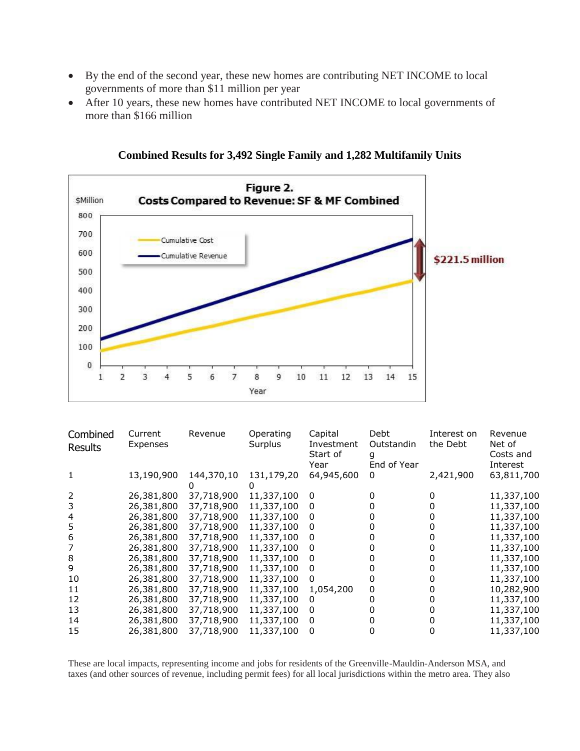- By the end of the second year, these new homes are contributing NET INCOME to local governments of more than $11 million per year
- After 10 years, these new homes have contributed NET INCOME to local governments of more than $166 million

**Combined Results for 3,492 Single Family and 1,282 Multifamily Units**

| Combined Results | Current Expenses | Revenue | Operating Surplus | Capital Investment Start of Year | Debt Outstanding End of Year | Interest on the Debt | Revenue Net of Costs and Interest |
|---|---|---|---|---|---|---|---|
| 1 | 13,190,900 | 144,370,100 | 131,179,200 | 64,945,600 | 0 | 2,421,900 | 63,811,700 |
| 2 | 26,381,800 | 37,718,900 | 11,337,100 | 0 | 0 | 0 | 11,337,100 |
| 3 | 26,381,800 | 37,718,900 | 11,337,100 | 0 | 0 | 0 | 11,337,100 |
| 4 | 26,381,800 | 37,718,900 | 11,337,100 | 0 | 0 | 0 | 11,337,100 |
| 5 | 26,381,800 | 37,718,900 | 11,337,100 | 0 | 0 | 0 | 11,337,100 |
| 6 | 26,381,800 | 37,718,900 | 11,337,100 | 0 | 0 | 0 | 11,337,100 |
| 7 | 26,381,800 | 37,718,900 | 11,337,100 | 0 | 0 | 0 | 11,337,100 |
| 8 | 26,381,800 | 37,718,900 | 11,337,100 | 0 | 0 | 0 | 11,337,100 |
| 9 | 26,381,800 | 37,718,900 | 11,337,100 | 0 | 0 | 0 | 11,337,100 |
| 10 | 26,381,800 | 37,718,900 | 11,337,100 | 0 | 0 | 0 | 11,337,100 |
| 11 | 26,381,800 | 37,718,900 | 11,337,100 | 1,054,200 | 0 | 0 | 10,282,900 |
| 12 | 26,381,800 | 37,718,900 | 11,337,100 | 0 | 0 | 0 | 11,337,100 |
| 13 | 26,381,800 | 37,718,900 | 11,337,100 | 0 | 0 | 0 | 11,337,100 |
| 14 | 26,381,800 | 37,718,900 | 11,337,100 | 0 | 0 | 0 | 11,337,100 |
| 15 | 26,381,800 | 37,718,900 | 11,337,100 | 0 | 0 | 0 | 11,337,100 |

These are local impacts, representing income and jobs for residents of the Greenville-Mauldin-Anderson MSA, and taxes (and other sources of revenue, including permit fees) for all local jurisdictions within the metro area. They also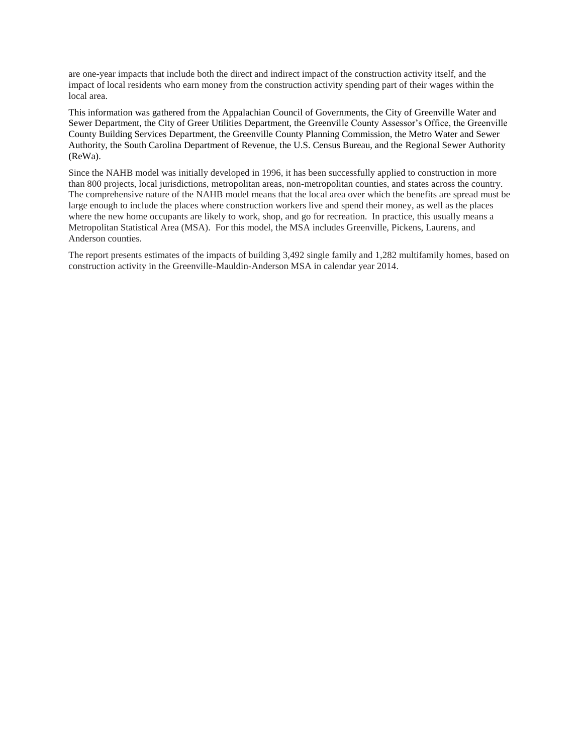are one-year impacts that include both the direct and indirect impact of the construction activity itself, and the impact of local residents who earn money from the construction activity spending part of their wages within the local area.

This information was gathered from the Appalachian Council of Governments, the City of Greenville Water and Sewer Department, the City of Greer Utilities Department, the Greenville County Assessor's Office, the Greenville County Building Services Department, the Greenville County Planning Commission, the Metro Water and Sewer Authority, the South Carolina Department of Revenue, the U.S. Census Bureau, and the Regional Sewer Authority (ReWa).

Since the NAHB model was initially developed in 1996, it has been successfully applied to construction in more than 800 projects, local jurisdictions, metropolitan areas, non-metropolitan counties, and states across the country. The comprehensive nature of the NAHB model means that the local area over which the benefits are spread must be large enough to include the places where construction workers live and spend their money, as well as the places where the new home occupants are likely to work, shop, and go for recreation. In practice, this usually means a Metropolitan Statistical Area (MSA). For this model, the MSA includes Greenville, Pickens, Laurens, and Anderson counties.

The report presents estimates of the impacts of building 3,492 single family and 1,282 multifamily homes, based on construction activity in the Greenville-Mauldin-Anderson MSA in calendar year 2014.